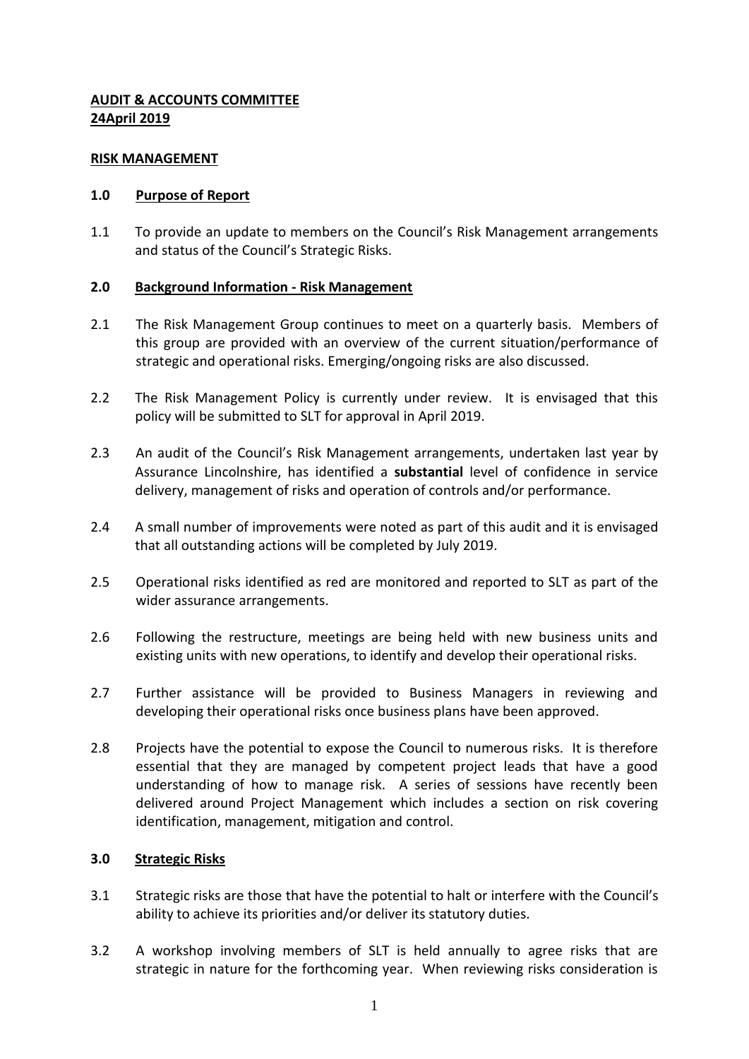**AUDIT & ACCOUNTS COMMITTEE**
**24April 2019**

**RISK MANAGEMENT**

## 1.0 Purpose of Report

1.1 To provide an update to members on the Council's Risk Management arrangements and status of the Council's Strategic Risks.

## 2.0 Background Information - Risk Management

2.1 The Risk Management Group continues to meet on a quarterly basis. Members of this group are provided with an overview of the current situation/performance of strategic and operational risks. Emerging/ongoing risks are also discussed.

2.2 The Risk Management Policy is currently under review. It is envisaged that this policy will be submitted to SLT for approval in April 2019.

2.3 An audit of the Council's Risk Management arrangements, undertaken last year by Assurance Lincolnshire, has identified a **substantial** level of confidence in service delivery, management of risks and operation of controls and/or performance.

2.4 A small number of improvements were noted as part of this audit and it is envisaged that all outstanding actions will be completed by July 2019.

2.5 Operational risks identified as red are monitored and reported to SLT as part of the wider assurance arrangements.

2.6 Following the restructure, meetings are being held with new business units and existing units with new operations, to identify and develop their operational risks.

2.7 Further assistance will be provided to Business Managers in reviewing and developing their operational risks once business plans have been approved.

2.8 Projects have the potential to expose the Council to numerous risks. It is therefore essential that they are managed by competent project leads that have a good understanding of how to manage risk. A series of sessions have recently been delivered around Project Management which includes a section on risk covering identification, management, mitigation and control.

## 3.0 Strategic Risks

3.1 Strategic risks are those that have the potential to halt or interfere with the Council's ability to achieve its priorities and/or deliver its statutory duties.

3.2 A workshop involving members of SLT is held annually to agree risks that are strategic in nature for the forthcoming year. When reviewing risks consideration is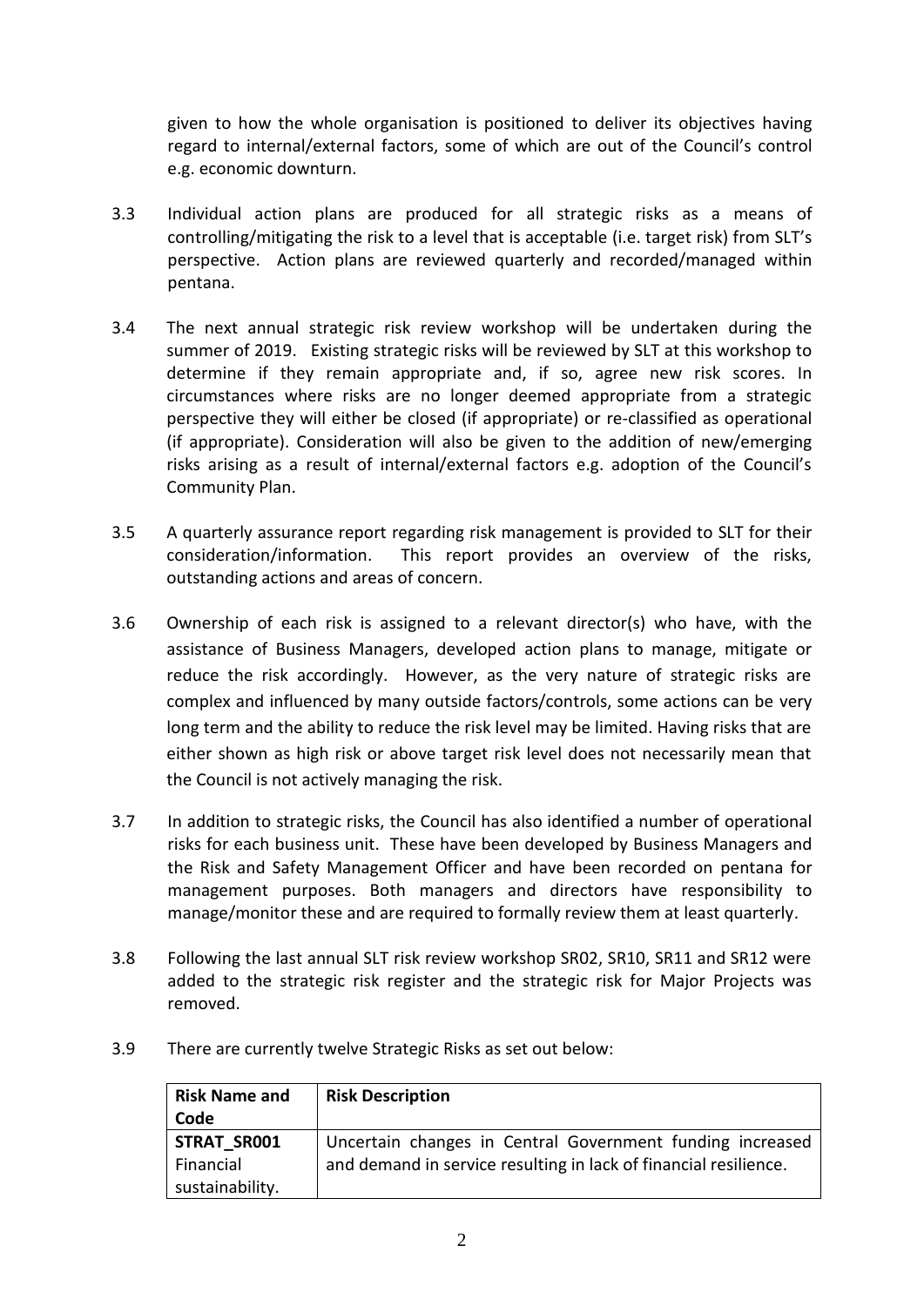given to how the whole organisation is positioned to deliver its objectives having regard to internal/external factors, some of which are out of the Council's control e.g. economic downturn.

3.3 Individual action plans are produced for all strategic risks as a means of controlling/mitigating the risk to a level that is acceptable (i.e. target risk) from SLT's perspective. Action plans are reviewed quarterly and recorded/managed within pentana.

3.4 The next annual strategic risk review workshop will be undertaken during the summer of 2019. Existing strategic risks will be reviewed by SLT at this workshop to determine if they remain appropriate and, if so, agree new risk scores. In circumstances where risks are no longer deemed appropriate from a strategic perspective they will either be closed (if appropriate) or re-classified as operational (if appropriate). Consideration will also be given to the addition of new/emerging risks arising as a result of internal/external factors e.g. adoption of the Council's Community Plan.

3.5 A quarterly assurance report regarding risk management is provided to SLT for their consideration/information. This report provides an overview of the risks, outstanding actions and areas of concern.

3.6 Ownership of each risk is assigned to a relevant director(s) who have, with the assistance of Business Managers, developed action plans to manage, mitigate or reduce the risk accordingly. However, as the very nature of strategic risks are complex and influenced by many outside factors/controls, some actions can be very long term and the ability to reduce the risk level may be limited. Having risks that are either shown as high risk or above target risk level does not necessarily mean that the Council is not actively managing the risk.

3.7 In addition to strategic risks, the Council has also identified a number of operational risks for each business unit. These have been developed by Business Managers and the Risk and Safety Management Officer and have been recorded on pentana for management purposes. Both managers and directors have responsibility to manage/monitor these and are required to formally review them at least quarterly.

3.8 Following the last annual SLT risk review workshop SR02, SR10, SR11 and SR12 were added to the strategic risk register and the strategic risk for Major Projects was removed.

3.9 There are currently twelve Strategic Risks as set out below:

| **Risk Name and Code** | **Risk Description** |
|---|---|
| **STRAT_SR001** Financial sustainability. | Uncertain changes in Central Government funding increased and demand in service resulting in lack of financial resilience. |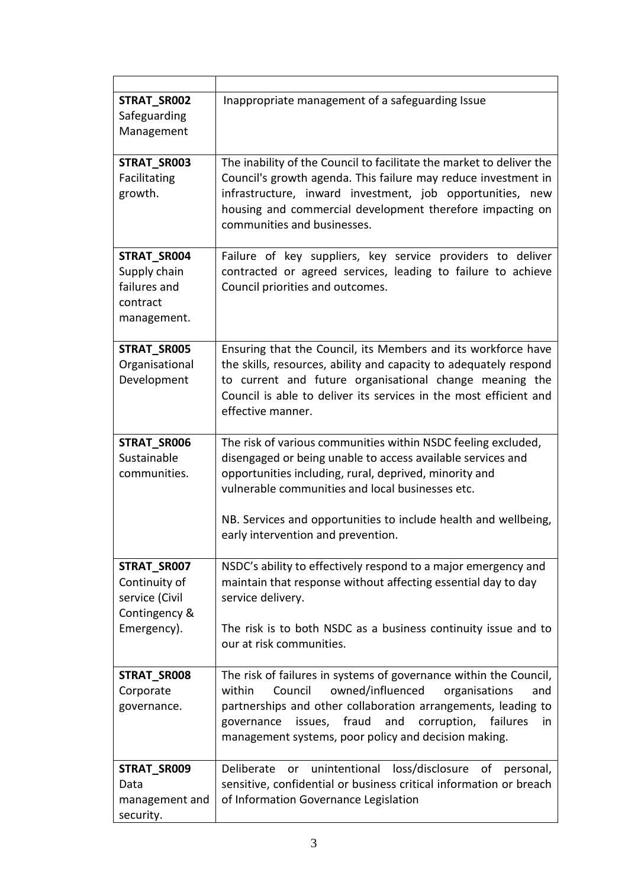| | |
|---|---|
| **STRAT_SR002** Safeguarding Management | Inappropriate management of a safeguarding Issue |
| **STRAT_SR003** Facilitating growth. | The inability of the Council to facilitate the market to deliver the Council's growth agenda. This failure may reduce investment in infrastructure, inward investment, job opportunities, new housing and commercial development therefore impacting on communities and businesses. |
| **STRAT_SR004** Supply chain failures and contract management. | Failure of key suppliers, key service providers to deliver contracted or agreed services, leading to failure to achieve Council priorities and outcomes. |
| **STRAT_SR005** Organisational Development | Ensuring that the Council, its Members and its workforce have the skills, resources, ability and capacity to adequately respond to current and future organisational change meaning the Council is able to deliver its services in the most efficient and effective manner. |
| **STRAT_SR006** Sustainable communities. | The risk of various communities within NSDC feeling excluded, disengaged or being unable to access available services and opportunities including, rural, deprived, minority and vulnerable communities and local businesses etc.<br><br>NB. Services and opportunities to include health and wellbeing, early intervention and prevention. |
| **STRAT_SR007** Continuity of service (Civil Contingency & Emergency). | NSDC's ability to effectively respond to a major emergency and maintain that response without affecting essential day to day service delivery.<br><br>The risk is to both NSDC as a business continuity issue and to our at risk communities. |
| **STRAT_SR008** Corporate governance. | The risk of failures in systems of governance within the Council, within Council owned/influenced organisations and partnerships and other collaboration arrangements, leading to governance issues, fraud and corruption, failures in management systems, poor policy and decision making. |
| **STRAT_SR009** Data management and security. | Deliberate or unintentional loss/disclosure of personal, sensitive, confidential or business critical information or breach of Information Governance Legislation |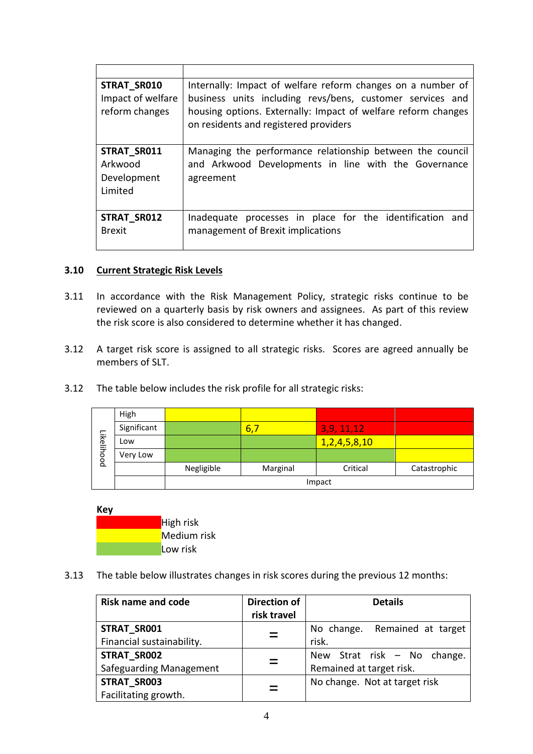| | |
|---|---|
| **STRAT_SR010** Impact of welfare reform changes | Internally: Impact of welfare reform changes on a number of business units including revs/bens, customer services and housing options. Externally: Impact of welfare reform changes on residents and registered providers |
| **STRAT_SR011** Arkwood Development Limited | Managing the performance relationship between the council and Arkwood Developments in line with the Governance agreement |
| **STRAT_SR012** Brexit | Inadequate processes in place for the identification and management of Brexit implications |

**3.10 <u>Current Strategic Risk Levels</u>**

3.11 In accordance with the Risk Management Policy, strategic risks continue to be reviewed on a quarterly basis by risk owners and assignees. As part of this review the risk score is also considered to determine whether it has changed.

3.12 A target risk score is assigned to all strategic risks. Scores are agreed annually be members of SLT.

3.12 The table below includes the risk profile for all strategic risks:

| Likelihood | | | | | |
|---|---|---|---|---|---|
| | High | | | | |
| | Significant | | 6,7 | 3,9, 11,12 | |
| | Low | | | 1,2,4,5,8,10 | |
| | Very Low | | | | |
| | | Negligible | Marginal | Critical | Catastrophic |
| | | Impact | | | |

**Key**

- High risk
- Medium risk
- Low risk

3.13 The table below illustrates changes in risk scores during the previous 12 months:

| Risk name and code | Direction of risk travel | Details |
|---|---|---|
| **STRAT_SR001** Financial sustainability. | = | No change. Remained at target risk. |
| **STRAT_SR002** Safeguarding Management | = | New Strat risk – No change. Remained at target risk. |
| **STRAT_SR003** Facilitating growth. | = | No change. Not at target risk |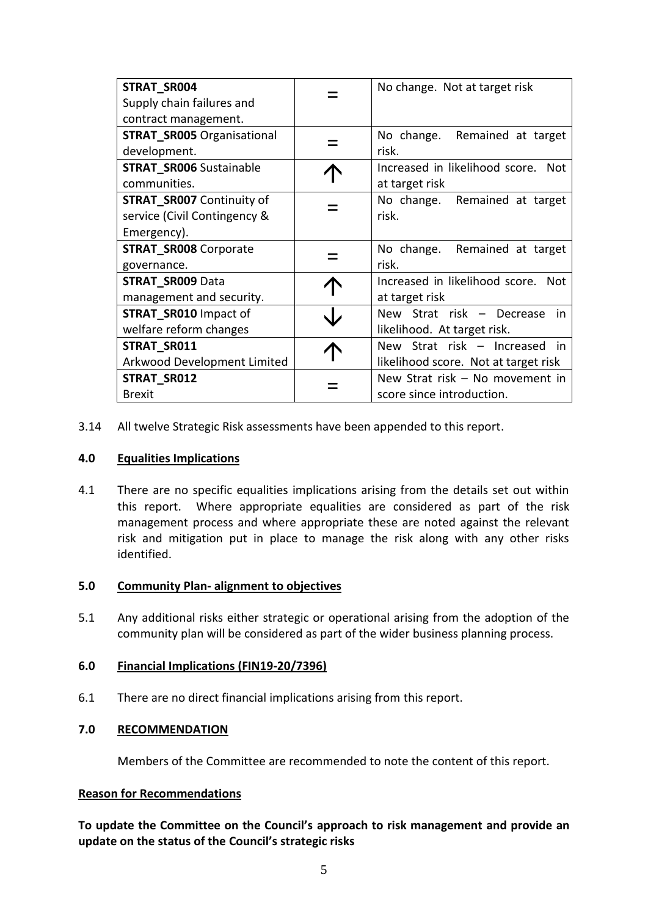| **STRAT_SR004** Supply chain failures and contract management. | = | No change. Not at target risk |
|---|---|---|
| **STRAT_SR005** Organisational development. | = | No change. Remained at target risk. |
| **STRAT_SR006** Sustainable communities. | ↑ | Increased in likelihood score. Not at target risk |
| **STRAT_SR007** Continuity of service (Civil Contingency & Emergency). | = | No change. Remained at target risk. |
| **STRAT_SR008** Corporate governance. | = | No change. Remained at target risk. |
| **STRAT_SR009** Data management and security. | ↑ | Increased in likelihood score. Not at target risk |
| **STRAT_SR010** Impact of welfare reform changes | ↓ | New Strat risk – Decrease in likelihood. At target risk. |
| **STRAT_SR011** Arkwood Development Limited | ↑ | New Strat risk – Increased in likelihood score. Not at target risk |
| **STRAT_SR012** Brexit | = | New Strat risk – No movement in score since introduction. |

3.14 All twelve Strategic Risk assessments have been appended to this report.

## 4.0 Equalities Implications

4.1 There are no specific equalities implications arising from the details set out within this report. Where appropriate equalities are considered as part of the risk management process and where appropriate these are noted against the relevant risk and mitigation put in place to manage the risk along with any other risks identified.

## 5.0 Community Plan- alignment to objectives

5.1 Any additional risks either strategic or operational arising from the adoption of the community plan will be considered as part of the wider business planning process.

## 6.0 Financial Implications (FIN19-20/7396)

6.1 There are no direct financial implications arising from this report.

## 7.0 RECOMMENDATION

Members of the Committee are recommended to note the content of this report.

**Reason for Recommendations**

**To update the Committee on the Council's approach to risk management and provide an update on the status of the Council's strategic risks**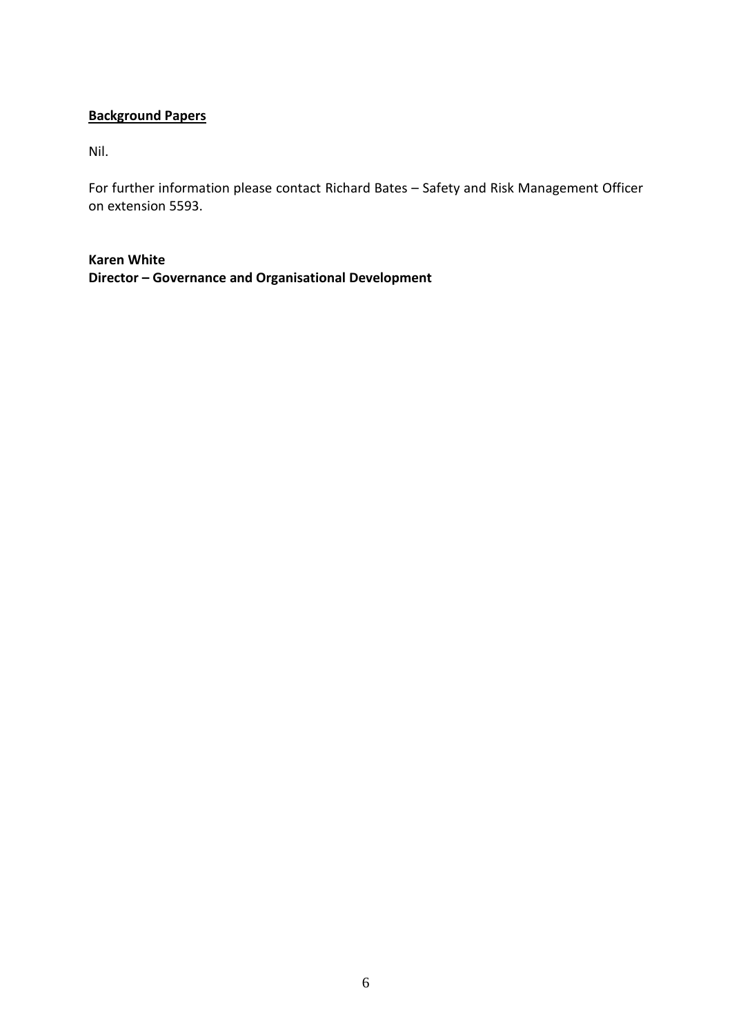**Background Papers**

Nil.

For further information please contact Richard Bates – Safety and Risk Management Officer on extension 5593.

**Karen White**
**Director – Governance and Organisational Development**